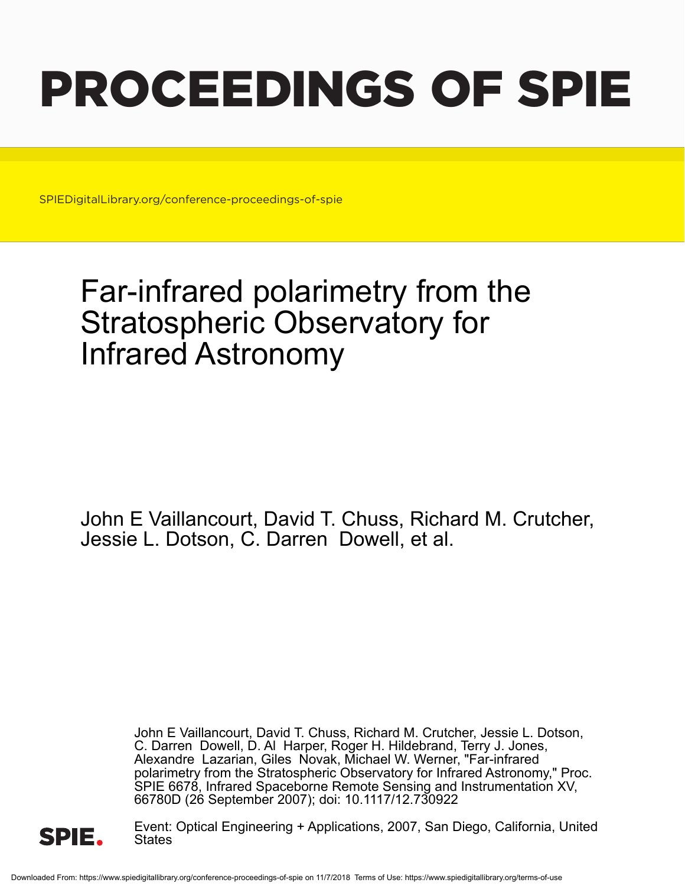# PROCEEDINGS OF SPIE

SPIEDigitalLibrary.org/conference-proceedings-of-spie

## Far-infrared polarimetry from the Stratospheric Observatory for Infrared Astronomy

John E Vaillancourt, David T. Chuss, Richard M. Crutcher, Jessie L. Dotson, C. Darren Dowell, et al.

John E Vaillancourt, David T. Chuss, Richard M. Crutcher, Jessie L. Dotson, C. Darren Dowell, D. Al Harper, Roger H. Hildebrand, Terry J. Jones, Alexandre Lazarian, Giles Novak, Michael W. Werner, "Far-infrared polarimetry from the Stratospheric Observatory for Infrared Astronomy," Proc. SPIE 6678, Infrared Spaceborne Remote Sensing and Instrumentation XV, 66780D (26 September 2007); doi: 10.1117/12.730922

SPIE.

Event: Optical Engineering + Applications, 2007, San Diego, California, United States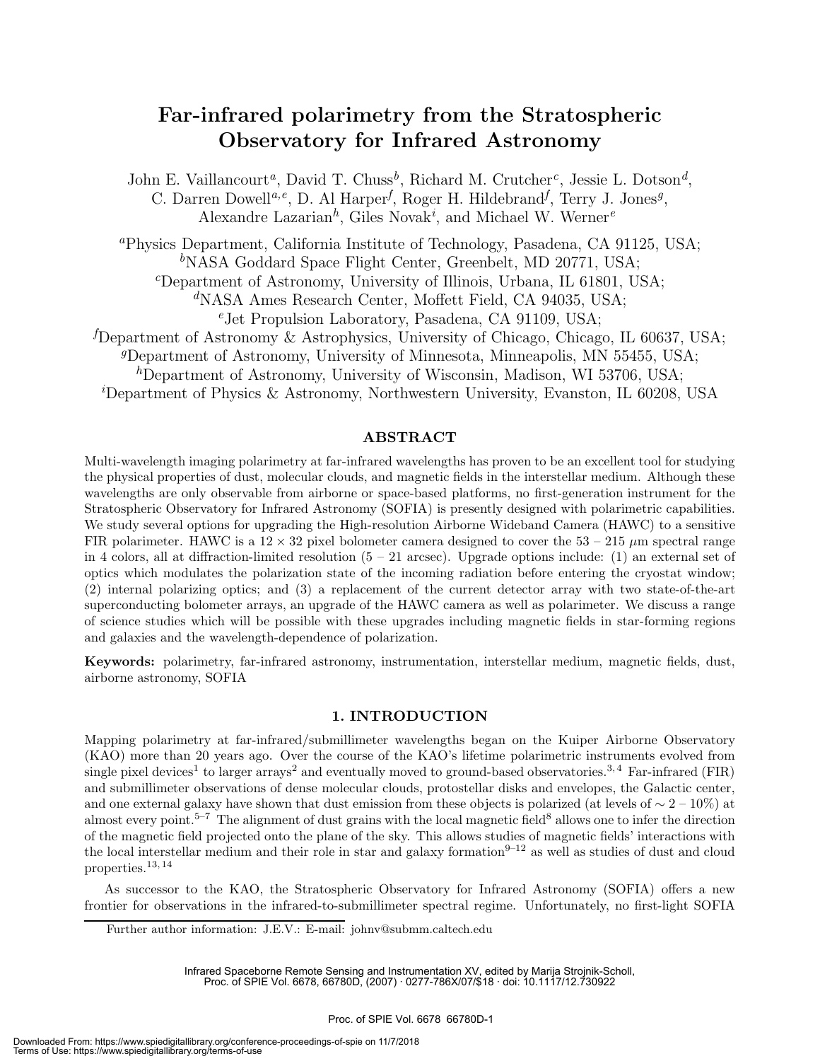# Far-infrared polarimetry from the Stratospheric Observatory for Infrared Astronomy

John E. Vaillancourt[a], David T. Chuss[b], Richard M. Crutcher[c], Jessie L. Dotson[d], C. Darren Dowell[a,e], D. Al Harper[f], Roger H. Hildebrand[f], Terry J. Jones[g], Alexandre Lazarian[h], Giles Novak[i], and Michael W. Werner[e]

[a]Physics Department, California Institute of Technology, Pasadena, CA 91125, USA;
[b]NASA Goddard Space Flight Center, Greenbelt, MD 20771, USA;
[c]Department of Astronomy, University of Illinois, Urbana, IL 61801, USA;
[d]NASA Ames Research Center, Moffett Field, CA 94035, USA;
[e]Jet Propulsion Laboratory, Pasadena, CA 91109, USA;
[f]Department of Astronomy & Astrophysics, University of Chicago, Chicago, IL 60637, USA;
[g]Department of Astronomy, University of Minnesota, Minneapolis, MN 55455, USA;
[h]Department of Astronomy, University of Wisconsin, Madison, WI 53706, USA;
[i]Department of Physics & Astronomy, Northwestern University, Evanston, IL 60208, USA

## ABSTRACT

Multi-wavelength imaging polarimetry at far-infrared wavelengths has proven to be an excellent tool for studying the physical properties of dust, molecular clouds, and magnetic fields in the interstellar medium. Although these wavelengths are only observable from airborne or space-based platforms, no first-generation instrument for the Stratospheric Observatory for Infrared Astronomy (SOFIA) is presently designed with polarimetric capabilities. We study several options for upgrading the High-resolution Airborne Wideband Camera (HAWC) to a sensitive FIR polarimeter. HAWC is a $12 \times 32$ pixel bolometer camera designed to cover the 53 – 215 $\mu$m spectral range in 4 colors, all at diffraction-limited resolution (5 – 21 arcsec). Upgrade options include: (1) an external set of optics which modulates the polarization state of the incoming radiation before entering the cryostat window; (2) internal polarizing optics; and (3) a replacement of the current detector array with two state-of-the-art superconducting bolometer arrays, an upgrade of the HAWC camera as well as polarimeter. We discuss a range of science studies which will be possible with these upgrades including magnetic fields in star-forming regions and galaxies and the wavelength-dependence of polarization.

**Keywords:** polarimetry, far-infrared astronomy, instrumentation, interstellar medium, magnetic fields, dust, airborne astronomy, SOFIA

## 1. INTRODUCTION

Mapping polarimetry at far-infrared/submillimeter wavelengths began on the Kuiper Airborne Observatory (KAO) more than 20 years ago. Over the course of the KAO's lifetime polarimetric instruments evolved from single pixel devices[1] to larger arrays[2] and eventually moved to ground-based observatories.[3,4] Far-infrared (FIR) and submillimeter observations of dense molecular clouds, protostellar disks and envelopes, the Galactic center, and one external galaxy have shown that dust emission from these objects is polarized (at levels of $\sim 2$ – 10%) at almost every point.[5–7] The alignment of dust grains with the local magnetic field[8] allows one to infer the direction of the magnetic field projected onto the plane of the sky. This allows studies of magnetic fields' interactions with the local interstellar medium and their role in star and galaxy formation[9–12] as well as studies of dust and cloud properties.[13,14]

As successor to the KAO, the Stratospheric Observatory for Infrared Astronomy (SOFIA) offers a new frontier for observations in the infrared-to-submillimeter spectral regime. Unfortunately, no first-light SOFIA

Further author information: J.E.V.: E-mail: johnv@submm.caltech.edu

Infrared Spaceborne Remote Sensing and Instrumentation XV, edited by Marija Strojnik-Scholl, Proc. of SPIE Vol. 6678, 66780D, (2007) · 0277-786X/07/$18 · doi: 10.1117/12.730922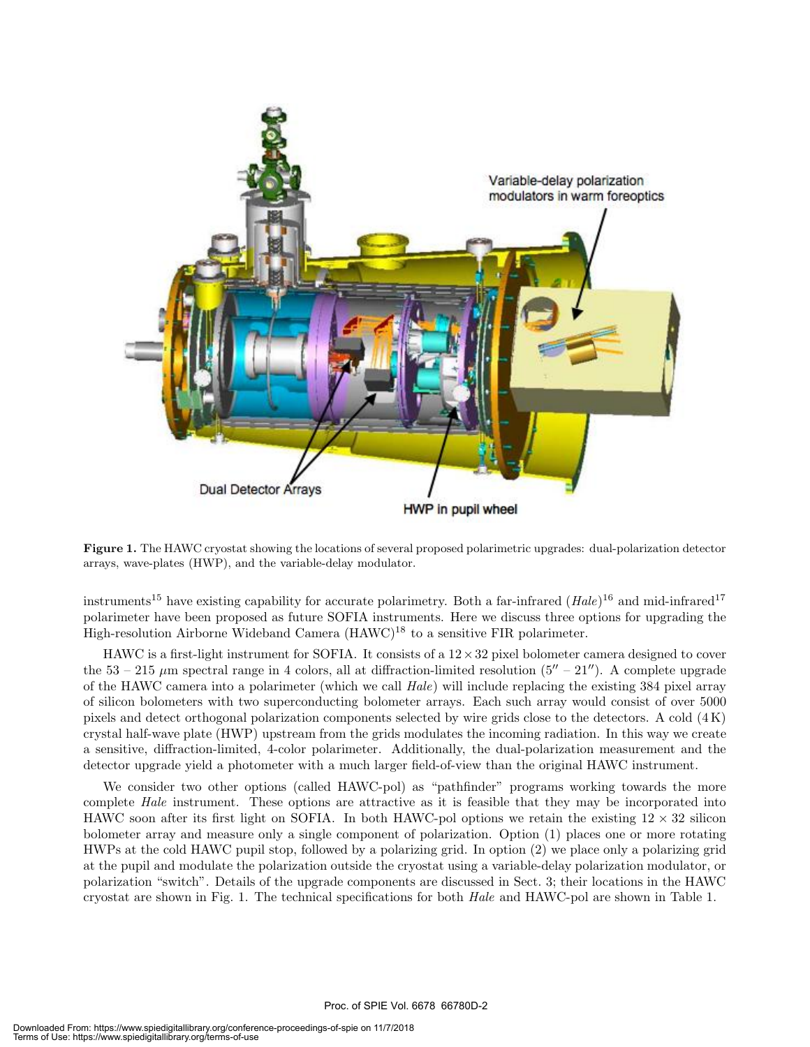**Figure 1.** The HAWC cryostat showing the locations of several proposed polarimetric upgrades: dual-polarization detector arrays, wave-plates (HWP), and the variable-delay modulator.

instruments[15] have existing capability for accurate polarimetry. Both a far-infrared (*Hale*)[16] and mid-infrared[17] polarimeter have been proposed as future SOFIA instruments. Here we discuss three options for upgrading the High-resolution Airborne Wideband Camera (HAWC)[18] to a sensitive FIR polarimeter.

HAWC is a first-light instrument for SOFIA. It consists of a $12 \times 32$ pixel bolometer camera designed to cover the 53 – 215 $\mu$m spectral range in 4 colors, all at diffraction-limited resolution ($5'' - 21''$). A complete upgrade of the HAWC camera into a polarimeter (which we call *Hale*) will include replacing the existing 384 pixel array of silicon bolometers with two superconducting bolometer arrays. Each such array would consist of over 5000 pixels and detect orthogonal polarization components selected by wire grids close to the detectors. A cold (4 K) crystal half-wave plate (HWP) upstream from the grids modulates the incoming radiation. In this way we create a sensitive, diffraction-limited, 4-color polarimeter. Additionally, the dual-polarization measurement and the detector upgrade yield a photometer with a much larger field-of-view than the original HAWC instrument.

We consider two other options (called HAWC-pol) as "pathfinder" programs working towards the more complete *Hale* instrument. These options are attractive as it is feasible that they may be incorporated into HAWC soon after its first light on SOFIA. In both HAWC-pol options we retain the existing $12 \times 32$ silicon bolometer array and measure only a single component of polarization. Option (1) places one or more rotating HWPs at the cold HAWC pupil stop, followed by a polarizing grid. In option (2) we place only a polarizing grid at the pupil and modulate the polarization outside the cryostat using a variable-delay polarization modulator, or polarization "switch". Details of the upgrade components are discussed in Sect. 3; their locations in the HAWC cryostat are shown in Fig. 1. The technical specifications for both *Hale* and HAWC-pol are shown in Table 1.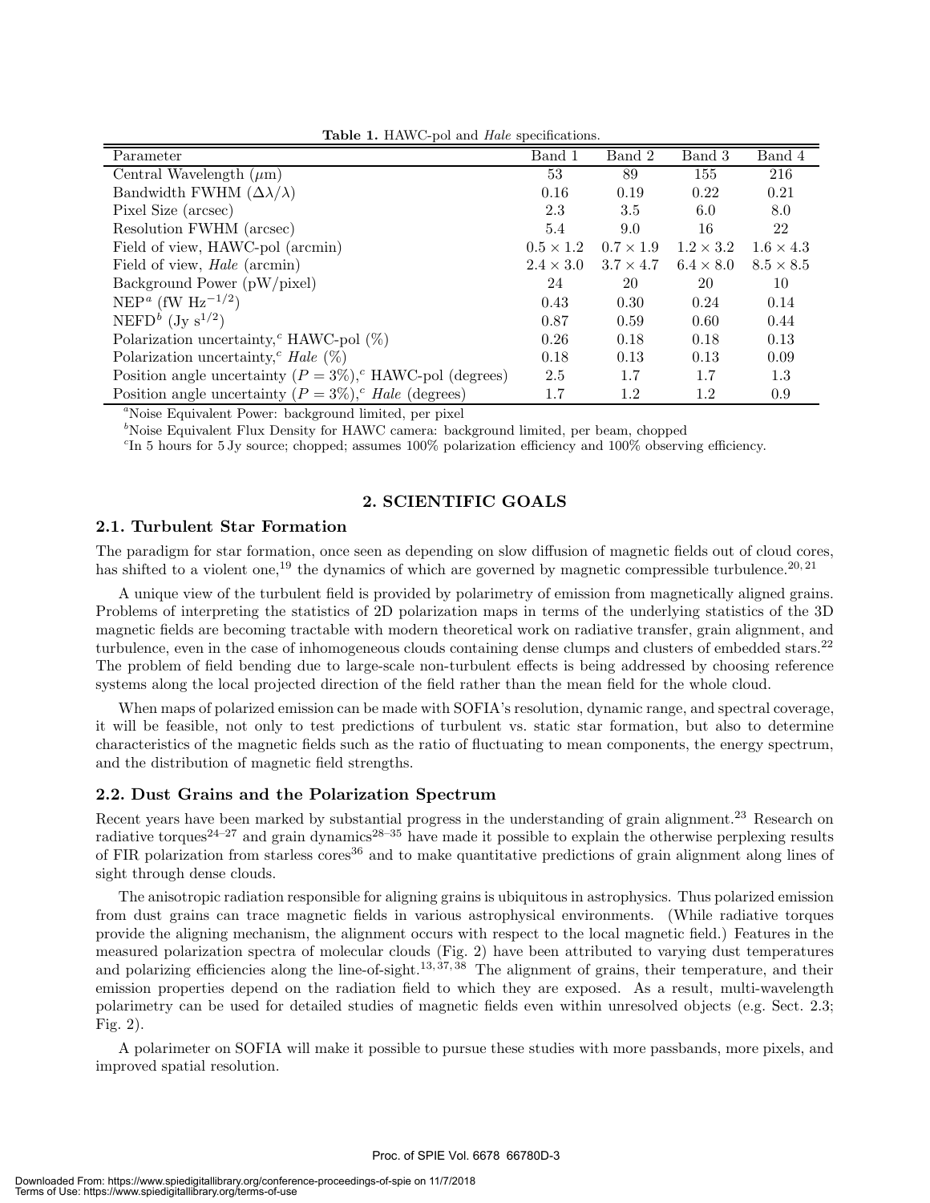**Table 1.** HAWC-pol and *Hale* specifications.

| Parameter | Band 1 | Band 2 | Band 3 | Band 4 |
|---|---|---|---|---|
| Central Wavelength ($\mu$m) | 53 | 89 | 155 | 216 |
| Bandwidth FWHM ($\Delta\lambda/\lambda$) | 0.16 | 0.19 | 0.22 | 0.21 |
| Pixel Size (arcsec) | 2.3 | 3.5 | 6.0 | 8.0 |
| Resolution FWHM (arcsec) | 5.4 | 9.0 | 16 | 22 |
| Field of view, HAWC-pol (arcmin) | $0.5 \times 1.2$ | $0.7 \times 1.9$ | $1.2 \times 3.2$ | $1.6 \times 4.3$ |
| Field of view, *Hale* (arcmin) | $2.4 \times 3.0$ | $3.7 \times 4.7$ | $6.4 \times 8.0$ | $8.5 \times 8.5$ |
| Background Power (pW/pixel) | 24 | 20 | 20 | 10 |
| NEP[a] (fW Hz$^{-1/2}$) | 0.43 | 0.30 | 0.24 | 0.14 |
| NEFD[b] (Jy s$^{1/2}$) | 0.87 | 0.59 | 0.60 | 0.44 |
| Polarization uncertainty,[c] HAWC-pol (%) | 0.26 | 0.18 | 0.18 | 0.13 |
| Polarization uncertainty,[c] *Hale* (%) | 0.18 | 0.13 | 0.13 | 0.09 |
| Position angle uncertainty ($P = 3\%$),[c] HAWC-pol (degrees) | 2.5 | 1.7 | 1.7 | 1.3 |
| Position angle uncertainty ($P = 3\%$),[c] *Hale* (degrees) | 1.7 | 1.2 | 1.2 | 0.9 |

[a]Noise Equivalent Power: background limited, per pixel

[b]Noise Equivalent Flux Density for HAWC camera: background limited, per beam, chopped

[c]In 5 hours for 5 Jy source; chopped; assumes 100% polarization efficiency and 100% observing efficiency.

## 2. SCIENTIFIC GOALS

### 2.1. Turbulent Star Formation

The paradigm for star formation, once seen as depending on slow diffusion of magnetic fields out of cloud cores, has shifted to a violent one,[19] the dynamics of which are governed by magnetic compressible turbulence.[20,21]

A unique view of the turbulent field is provided by polarimetry of emission from magnetically aligned grains. Problems of interpreting the statistics of 2D polarization maps in terms of the underlying statistics of the 3D magnetic fields are becoming tractable with modern theoretical work on radiative transfer, grain alignment, and turbulence, even in the case of inhomogeneous clouds containing dense clumps and clusters of embedded stars.[22] The problem of field bending due to large-scale non-turbulent effects is being addressed by choosing reference systems along the local projected direction of the field rather than the mean field for the whole cloud.

When maps of polarized emission can be made with SOFIA's resolution, dynamic range, and spectral coverage, it will be feasible, not only to test predictions of turbulent vs. static star formation, but also to determine characteristics of the magnetic fields such as the ratio of fluctuating to mean components, the energy spectrum, and the distribution of magnetic field strengths.

### 2.2. Dust Grains and the Polarization Spectrum

Recent years have been marked by substantial progress in the understanding of grain alignment.[23] Research on radiative torques[24–27] and grain dynamics[28–35] have made it possible to explain the otherwise perplexing results of FIR polarization from starless cores[36] and to make quantitative predictions of grain alignment along lines of sight through dense clouds.

The anisotropic radiation responsible for aligning grains is ubiquitous in astrophysics. Thus polarized emission from dust grains can trace magnetic fields in various astrophysical environments. (While radiative torques provide the aligning mechanism, the alignment occurs with respect to the local magnetic field.) Features in the measured polarization spectra of molecular clouds (Fig. 2) have been attributed to varying dust temperatures and polarizing efficiencies along the line-of-sight.[13,37,38] The alignment of grains, their temperature, and their emission properties depend on the radiation field to which they are exposed. As a result, multi-wavelength polarimetry can be used for detailed studies of magnetic fields even within unresolved objects (e.g. Sect. 2.3; Fig. 2).

A polarimeter on SOFIA will make it possible to pursue these studies with more passbands, more pixels, and improved spatial resolution.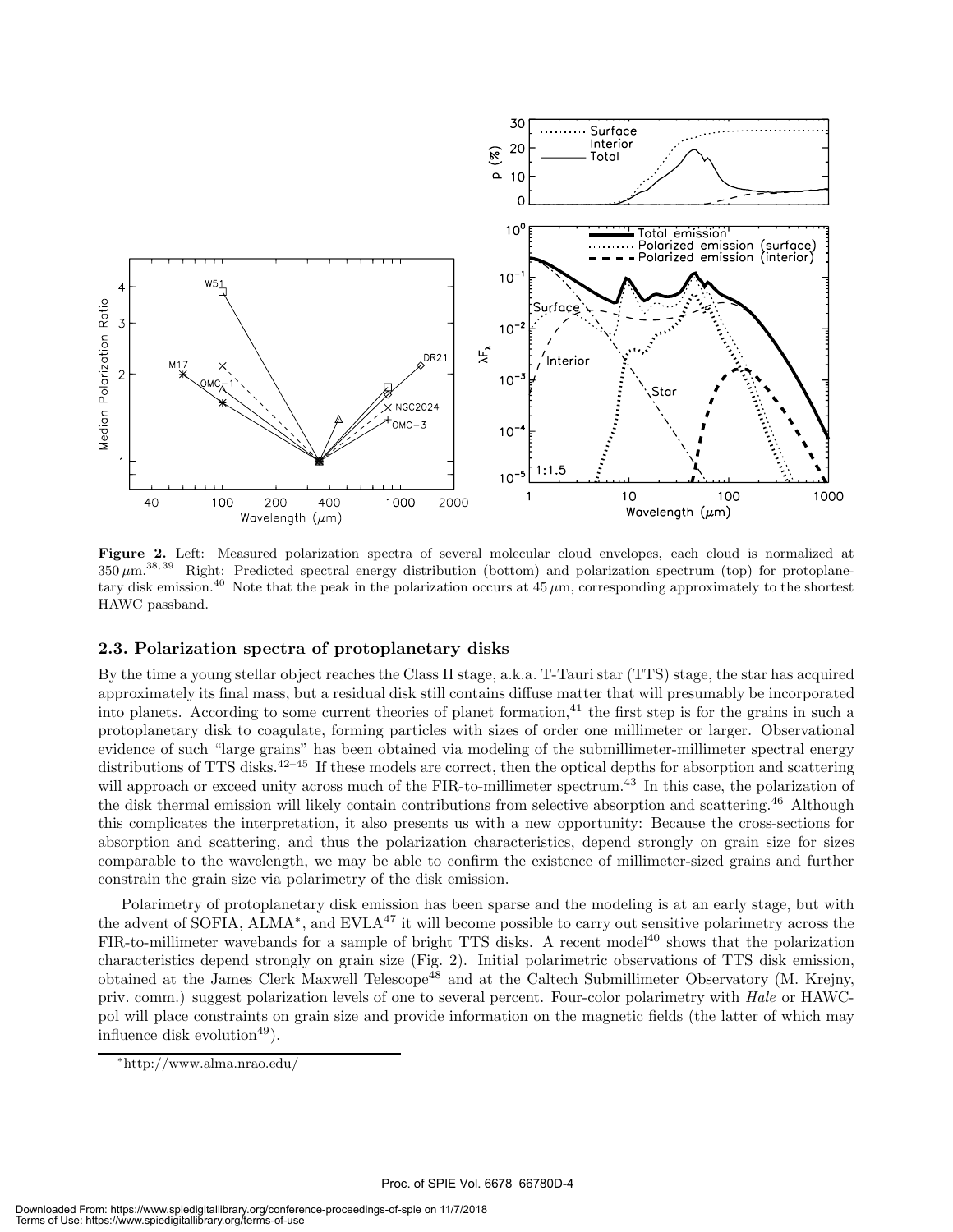**Figure 2.** Left: Measured polarization spectra of several molecular cloud envelopes, each cloud is normalized at $350\,\mu$m.[38,39] Right: Predicted spectral energy distribution (bottom) and polarization spectrum (top) for protoplanetary disk emission.[40] Note that the peak in the polarization occurs at $45\,\mu$m, corresponding approximately to the shortest HAWC passband.

### 2.3. Polarization spectra of protoplanetary disks

By the time a young stellar object reaches the Class II stage, a.k.a. T-Tauri star (TTS) stage, the star has acquired approximately its final mass, but a residual disk still contains diffuse matter that will presumably be incorporated into planets. According to some current theories of planet formation,[41] the first step is for the grains in such a protoplanetary disk to coagulate, forming particles with sizes of order one millimeter or larger. Observational evidence of such "large grains" has been obtained via modeling of the submillimeter-millimeter spectral energy distributions of TTS disks.[42–45] If these models are correct, then the optical depths for absorption and scattering will approach or exceed unity across much of the FIR-to-millimeter spectrum.[43] In this case, the polarization of the disk thermal emission will likely contain contributions from selective absorption and scattering.[46] Although this complicates the interpretation, it also presents us with a new opportunity: Because the cross-sections for absorption and scattering, and thus the polarization characteristics, depend strongly on grain size for sizes comparable to the wavelength, we may be able to confirm the existence of millimeter-sized grains and further constrain the grain size via polarimetry of the disk emission.

Polarimetry of protoplanetary disk emission has been sparse and the modeling is at an early stage, but with the advent of SOFIA, ALMA*, and EVLA[47] it will become possible to carry out sensitive polarimetry across the FIR-to-millimeter wavebands for a sample of bright TTS disks. A recent model[40] shows that the polarization characteristics depend strongly on grain size (Fig. 2). Initial polarimetric observations of TTS disk emission, obtained at the James Clerk Maxwell Telescope[48] and at the Caltech Submillimeter Observatory (M. Krejny, priv. comm.) suggest polarization levels of one to several percent. Four-color polarimetry with *Hale* or HAWC-pol will place constraints on grain size and provide information on the magnetic fields (the latter of which may influence disk evolution[49]).

*http://www.alma.nrao.edu/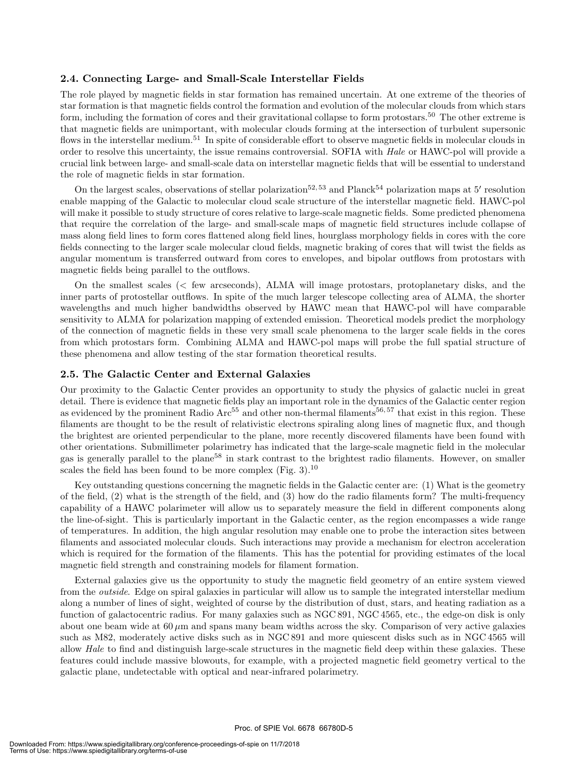### 2.4. Connecting Large- and Small-Scale Interstellar Fields

The role played by magnetic fields in star formation has remained uncertain. At one extreme of the theories of star formation is that magnetic fields control the formation and evolution of the molecular clouds from which stars form, including the formation of cores and their gravitational collapse to form protostars.[50] The other extreme is that magnetic fields are unimportant, with molecular clouds forming at the intersection of turbulent supersonic flows in the interstellar medium.[51] In spite of considerable effort to observe magnetic fields in molecular clouds in order to resolve this uncertainty, the issue remains controversial. SOFIA with *Hale* or HAWC-pol will provide a crucial link between large- and small-scale data on interstellar magnetic fields that will be essential to understand the role of magnetic fields in star formation.

On the largest scales, observations of stellar polarization[52,53] and Planck[54] polarization maps at $5'$ resolution enable mapping of the Galactic to molecular cloud scale structure of the interstellar magnetic field. HAWC-pol will make it possible to study structure of cores relative to large-scale magnetic fields. Some predicted phenomena that require the correlation of the large- and small-scale maps of magnetic field structures include collapse of mass along field lines to form cores flattened along field lines, hourglass morphology fields in cores with the core fields connecting to the larger scale molecular cloud fields, magnetic braking of cores that will twist the fields as angular momentum is transferred outward from cores to envelopes, and bipolar outflows from protostars with magnetic fields being parallel to the outflows.

On the smallest scales (< few arcseconds), ALMA will image protostars, protoplanetary disks, and the inner parts of protostellar outflows. In spite of the much larger telescope collecting area of ALMA, the shorter wavelengths and much higher bandwidths observed by HAWC mean that HAWC-pol will have comparable sensitivity to ALMA for polarization mapping of extended emission. Theoretical models predict the morphology of the connection of magnetic fields in these very small scale phenomena to the larger scale fields in the cores from which protostars form. Combining ALMA and HAWC-pol maps will probe the full spatial structure of these phenomena and allow testing of the star formation theoretical results.

### 2.5. The Galactic Center and External Galaxies

Our proximity to the Galactic Center provides an opportunity to study the physics of galactic nuclei in great detail. There is evidence that magnetic fields play an important role in the dynamics of the Galactic center region as evidenced by the prominent Radio Arc[55] and other non-thermal filaments[56,57] that exist in this region. These filaments are thought to be the result of relativistic electrons spiraling along lines of magnetic flux, and though the brightest are oriented perpendicular to the plane, more recently discovered filaments have been found with other orientations. Submillimeter polarimetry has indicated that the large-scale magnetic field in the molecular gas is generally parallel to the plane[58] in stark contrast to the brightest radio filaments. However, on smaller scales the field has been found to be more complex (Fig. 3).[10]

Key outstanding questions concerning the magnetic fields in the Galactic center are: (1) What is the geometry of the field, (2) what is the strength of the field, and (3) how do the radio filaments form? The multi-frequency capability of a HAWC polarimeter will allow us to separately measure the field in different components along the line-of-sight. This is particularly important in the Galactic center, as the region encompasses a wide range of temperatures. In addition, the high angular resolution may enable one to probe the interaction sites between filaments and associated molecular clouds. Such interactions may provide a mechanism for electron acceleration which is required for the formation of the filaments. This has the potential for providing estimates of the local magnetic field strength and constraining models for filament formation.

External galaxies give us the opportunity to study the magnetic field geometry of an entire system viewed from the *outside*. Edge on spiral galaxies in particular will allow us to sample the integrated interstellar medium along a number of lines of sight, weighted of course by the distribution of dust, stars, and heating radiation as a function of galactocentric radius. For many galaxies such as NGC 891, NGC 4565, etc., the edge-on disk is only about one beam wide at $60\,\mu$m and spans many beam widths across the sky. Comparison of very active galaxies such as M82, moderately active disks such as in NGC 891 and more quiescent disks such as in NGC 4565 will allow *Hale* to find and distinguish large-scale structures in the magnetic field deep within these galaxies. These features could include massive blowouts, for example, with a projected magnetic field geometry vertical to the galactic plane, undetectable with optical and near-infrared polarimetry.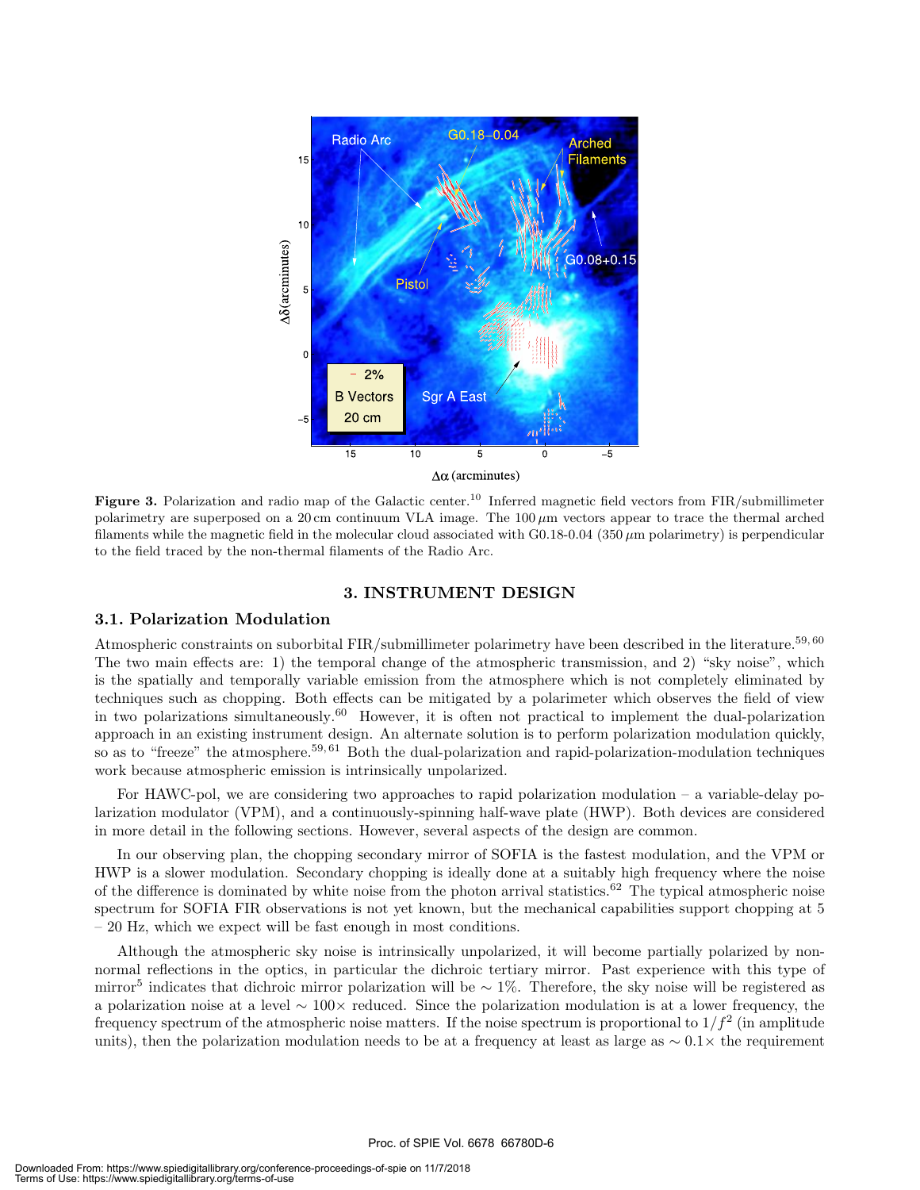**Figure 3.** Polarization and radio map of the Galactic center.[10] Inferred magnetic field vectors from FIR/submillimeter polarimetry are superposed on a 20 cm continuum VLA image. The 100 $\mu$m vectors appear to trace the thermal arched filaments while the magnetic field in the molecular cloud associated with G0.18-0.04 (350 $\mu$m polarimetry) is perpendicular to the field traced by the non-thermal filaments of the Radio Arc.

## 3. INSTRUMENT DESIGN

### 3.1. Polarization Modulation

Atmospheric constraints on suborbital FIR/submillimeter polarimetry have been described in the literature.[59,60] The two main effects are: 1) the temporal change of the atmospheric transmission, and 2) "sky noise", which is the spatially and temporally variable emission from the atmosphere which is not completely eliminated by techniques such as chopping. Both effects can be mitigated by a polarimeter which observes the field of view in two polarizations simultaneously.[60] However, it is often not practical to implement the dual-polarization approach in an existing instrument design. An alternate solution is to perform polarization modulation quickly, so as to "freeze" the atmosphere.[59,61] Both the dual-polarization and rapid-polarization-modulation techniques work because atmospheric emission is intrinsically unpolarized.

For HAWC-pol, we are considering two approaches to rapid polarization modulation – a variable-delay polarization modulator (VPM), and a continuously-spinning half-wave plate (HWP). Both devices are considered in more detail in the following sections. However, several aspects of the design are common.

In our observing plan, the chopping secondary mirror of SOFIA is the fastest modulation, and the VPM or HWP is a slower modulation. Secondary chopping is ideally done at a suitably high frequency where the noise of the difference is dominated by white noise from the photon arrival statistics.[62] The typical atmospheric noise spectrum for SOFIA FIR observations is not yet known, but the mechanical capabilities support chopping at 5 – 20 Hz, which we expect will be fast enough in most conditions.

Although the atmospheric sky noise is intrinsically unpolarized, it will become partially polarized by non-normal reflections in the optics, in particular the dichroic tertiary mirror. Past experience with this type of mirror[5] indicates that dichroic mirror polarization will be $\sim 1\%$. Therefore, the sky noise will be registered as a polarization noise at a level $\sim 100\times$ reduced. Since the polarization modulation is at a lower frequency, the frequency spectrum of the atmospheric noise matters. If the noise spectrum is proportional to $1/f^2$ (in amplitude units), then the polarization modulation needs to be at a frequency at least as large as $\sim 0.1\times$ the requirement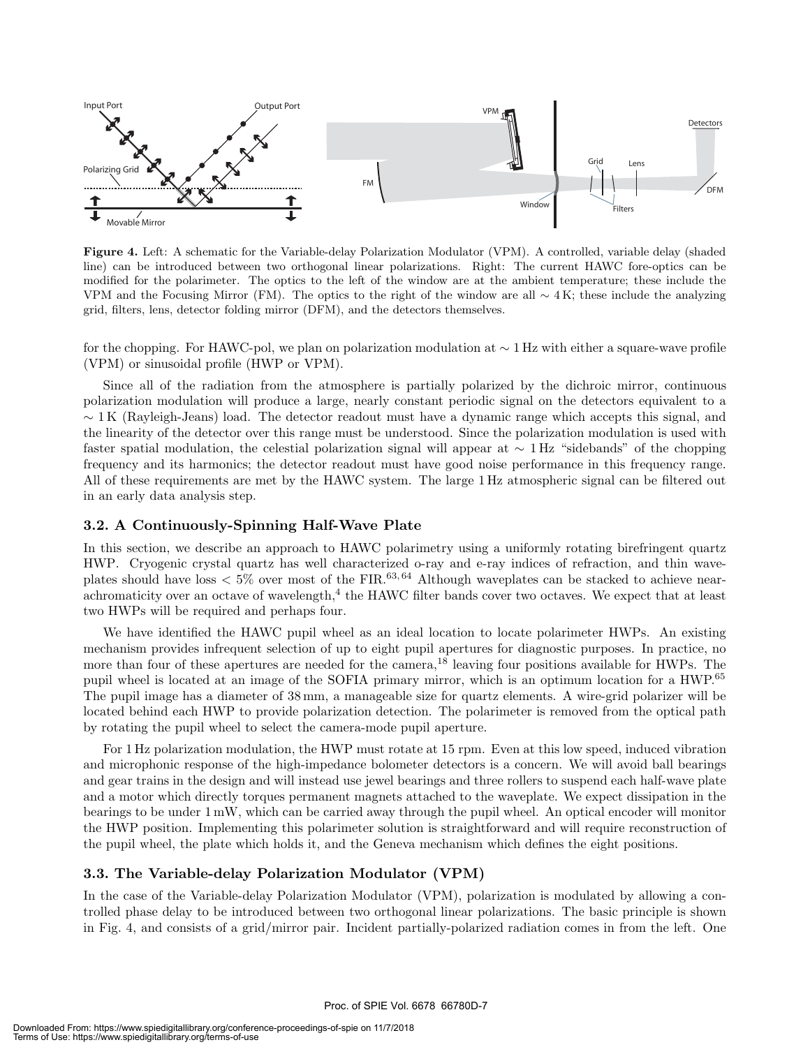**Figure 4.** Left: A schematic for the Variable-delay Polarization Modulator (VPM). A controlled, variable delay (shaded line) can be introduced between two orthogonal linear polarizations. Right: The current HAWC fore-optics can be modified for the polarimeter. The optics to the left of the window are at the ambient temperature; these include the VPM and the Focusing Mirror (FM). The optics to the right of the window are all $\sim 4$ K; these include the analyzing grid, filters, lens, detector folding mirror (DFM), and the detectors themselves.

for the chopping. For HAWC-pol, we plan on polarization modulation at $\sim 1$ Hz with either a square-wave profile (VPM) or sinusoidal profile (HWP or VPM).

Since all of the radiation from the atmosphere is partially polarized by the dichroic mirror, continuous polarization modulation will produce a large, nearly constant periodic signal on the detectors equivalent to a $\sim 1$ K (Rayleigh-Jeans) load. The detector readout must have a dynamic range which accepts this signal, and the linearity of the detector over this range must be understood. Since the polarization modulation is used with faster spatial modulation, the celestial polarization signal will appear at $\sim 1$ Hz "sidebands" of the chopping frequency and its harmonics; the detector readout must have good noise performance in this frequency range. All of these requirements are met by the HAWC system. The large 1 Hz atmospheric signal can be filtered out in an early data analysis step.

### 3.2. A Continuously-Spinning Half-Wave Plate

In this section, we describe an approach to HAWC polarimetry using a uniformly rotating birefringent quartz HWP. Cryogenic crystal quartz has well characterized o-ray and e-ray indices of refraction, and thin waveplates should have loss $< 5\%$ over most of the FIR.[63,64] Although waveplates can be stacked to achieve near-achromaticity over an octave of wavelength,[4] the HAWC filter bands cover two octaves. We expect that at least two HWPs will be required and perhaps four.

We have identified the HAWC pupil wheel as an ideal location to locate polarimeter HWPs. An existing mechanism provides infrequent selection of up to eight pupil apertures for diagnostic purposes. In practice, no more than four of these apertures are needed for the camera,[18] leaving four positions available for HWPs. The pupil wheel is located at an image of the SOFIA primary mirror, which is an optimum location for a HWP.[65] The pupil image has a diameter of 38 mm, a manageable size for quartz elements. A wire-grid polarizer will be located behind each HWP to provide polarization detection. The polarimeter is removed from the optical path by rotating the pupil wheel to select the camera-mode pupil aperture.

For 1 Hz polarization modulation, the HWP must rotate at 15 rpm. Even at this low speed, induced vibration and microphonic response of the high-impedance bolometer detectors is a concern. We will avoid ball bearings and gear trains in the design and will instead use jewel bearings and three rollers to suspend each half-wave plate and a motor which directly torques permanent magnets attached to the waveplate. We expect dissipation in the bearings to be under 1 mW, which can be carried away through the pupil wheel. An optical encoder will monitor the HWP position. Implementing this polarimeter solution is straightforward and will require reconstruction of the pupil wheel, the plate which holds it, and the Geneva mechanism which defines the eight positions.

### 3.3. The Variable-delay Polarization Modulator (VPM)

In the case of the Variable-delay Polarization Modulator (VPM), polarization is modulated by allowing a controlled phase delay to be introduced between two orthogonal linear polarizations. The basic principle is shown in Fig. 4, and consists of a grid/mirror pair. Incident partially-polarized radiation comes in from the left. One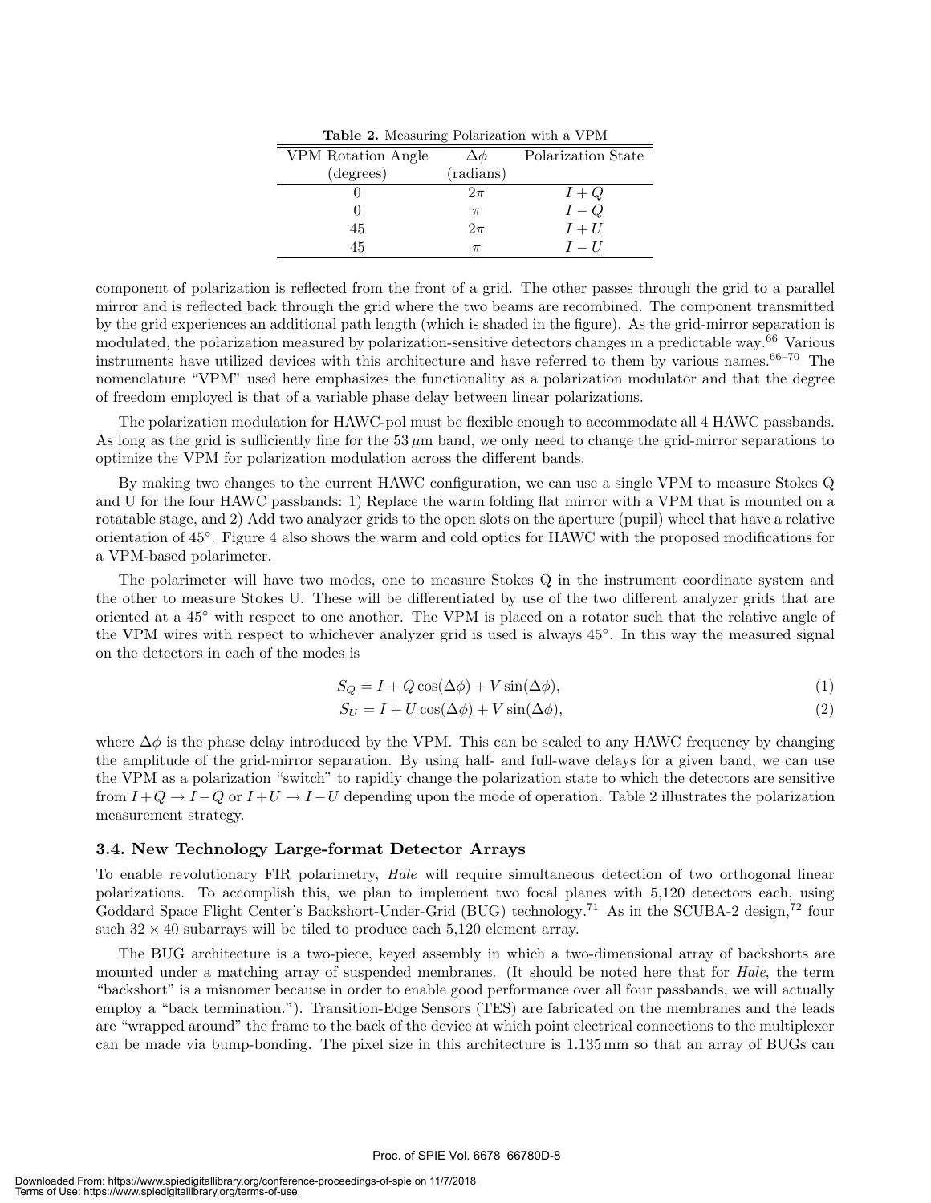**Table 2.** Measuring Polarization with a VPM

| VPM Rotation Angle (degrees) | $\Delta\phi$ (radians) | Polarization State |
|---|---|---|
| 0 | $2\pi$ | $I+Q$ |
| 0 | $\pi$ | $I-Q$ |
| 45 | $2\pi$ | $I+U$ |
| 45 | $\pi$ | $I-U$ |

component of polarization is reflected from the front of a grid. The other passes through the grid to a parallel mirror and is reflected back through the grid where the two beams are recombined. The component transmitted by the grid experiences an additional path length (which is shaded in the figure). As the grid-mirror separation is modulated, the polarization measured by polarization-sensitive detectors changes in a predictable way.[66] Various instruments have utilized devices with this architecture and have referred to them by various names.[66–70] The nomenclature "VPM" used here emphasizes the functionality as a polarization modulator and that the degree of freedom employed is that of a variable phase delay between linear polarizations.

The polarization modulation for HAWC-pol must be flexible enough to accommodate all 4 HAWC passbands. As long as the grid is sufficiently fine for the 53 $\mu$m band, we only need to change the grid-mirror separations to optimize the VPM for polarization modulation across the different bands.

By making two changes to the current HAWC configuration, we can use a single VPM to measure Stokes Q and U for the four HAWC passbands: 1) Replace the warm folding flat mirror with a VPM that is mounted on a rotatable stage, and 2) Add two analyzer grids to the open slots on the aperture (pupil) wheel that have a relative orientation of 45°. Figure 4 also shows the warm and cold optics for HAWC with the proposed modifications for a VPM-based polarimeter.

The polarimeter will have two modes, one to measure Stokes Q in the instrument coordinate system and the other to measure Stokes U. These will be differentiated by use of the two different analyzer grids that are oriented at a 45° with respect to one another. The VPM is placed on a rotator such that the relative angle of the VPM wires with respect to whichever analyzer grid is used is always 45°. In this way the measured signal on the detectors in each of the modes is

$$S_Q = I + Q\cos(\Delta\phi) + V\sin(\Delta\phi), \tag{1}$$

$$S_U = I + U\cos(\Delta\phi) + V\sin(\Delta\phi), \tag{2}$$

where $\Delta\phi$ is the phase delay introduced by the VPM. This can be scaled to any HAWC frequency by changing the amplitude of the grid-mirror separation. By using half- and full-wave delays for a given band, we can use the VPM as a polarization "switch" to rapidly change the polarization state to which the detectors are sensitive from $I+Q \rightarrow I-Q$ or $I+U \rightarrow I-U$ depending upon the mode of operation. Table 2 illustrates the polarization measurement strategy.

### 3.4. New Technology Large-format Detector Arrays

To enable revolutionary FIR polarimetry, *Hale* will require simultaneous detection of two orthogonal linear polarizations. To accomplish this, we plan to implement two focal planes with 5,120 detectors each, using Goddard Space Flight Center's Backshort-Under-Grid (BUG) technology.[71] As in the SCUBA-2 design,[72] four such $32 \times 40$ subarrays will be tiled to produce each 5,120 element array.

The BUG architecture is a two-piece, keyed assembly in which a two-dimensional array of backshorts are mounted under a matching array of suspended membranes. (It should be noted here that for *Hale*, the term "backshort" is a misnomer because in order to enable good performance over all four passbands, we will actually employ a "back termination."). Transition-Edge Sensors (TES) are fabricated on the membranes and the leads are "wrapped around" the frame to the back of the device at which point electrical connections to the multiplexer can be made via bump-bonding. The pixel size in this architecture is 1.135 mm so that an array of BUGs can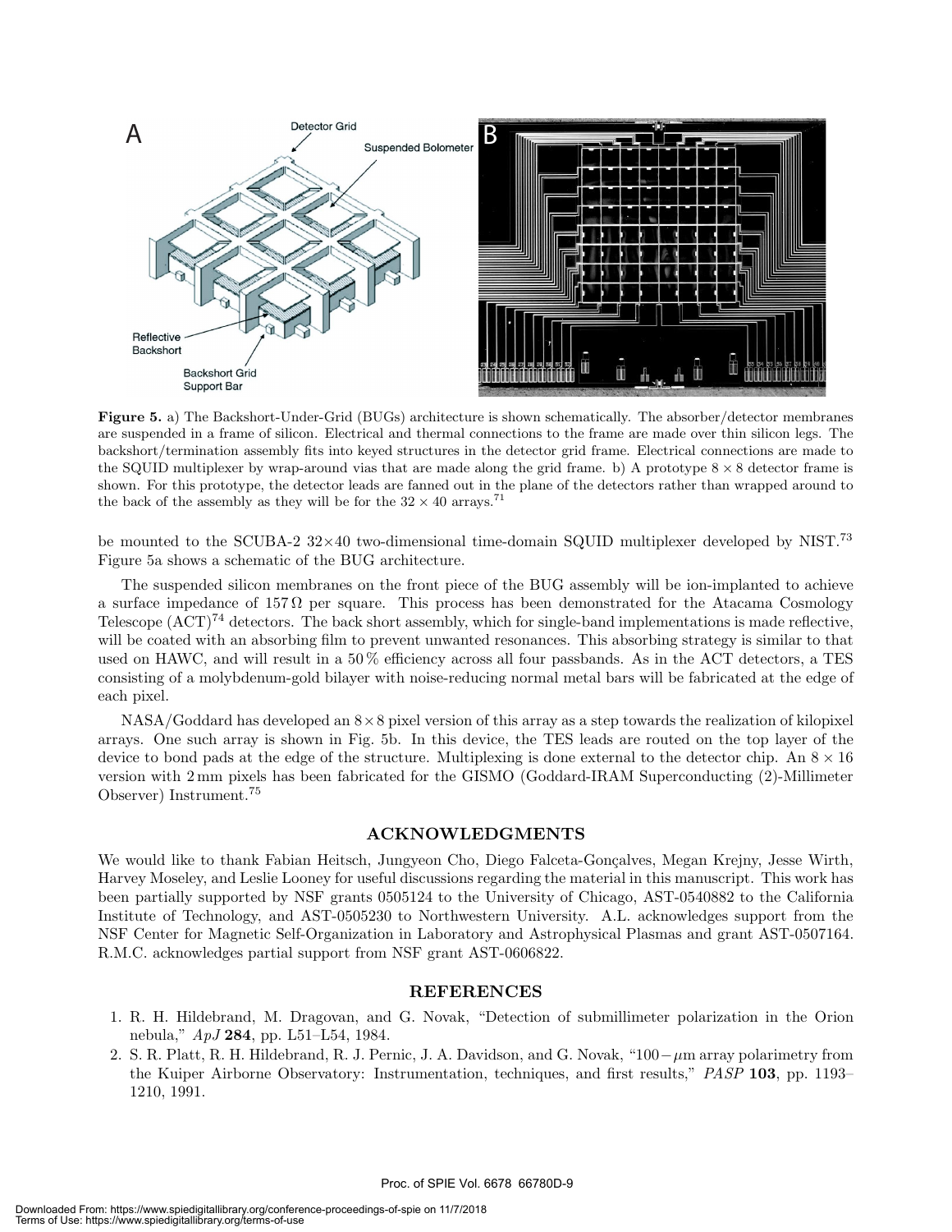**Figure 5.** a) The Backshort-Under-Grid (BUGs) architecture is shown schematically. The absorber/detector membranes are suspended in a frame of silicon. Electrical and thermal connections to the frame are made over thin silicon legs. The backshort/termination assembly fits into keyed structures in the detector grid frame. Electrical connections are made to the SQUID multiplexer by wrap-around vias that are made along the grid frame. b) A prototype $8 \times 8$ detector frame is shown. For this prototype, the detector leads are fanned out in the plane of the detectors rather than wrapped around to the back of the assembly as they will be for the $32 \times 40$ arrays.[71]

be mounted to the SCUBA-2 $32{\times}40$ two-dimensional time-domain SQUID multiplexer developed by NIST.[73] Figure 5a shows a schematic of the BUG architecture.

The suspended silicon membranes on the front piece of the BUG assembly will be ion-implanted to achieve a surface impedance of $157\,\Omega$ per square. This process has been demonstrated for the Atacama Cosmology Telescope (ACT)[74] detectors. The back short assembly, which for single-band implementations is made reflective, will be coated with an absorbing film to prevent unwanted resonances. This absorbing strategy is similar to that used on HAWC, and will result in a 50 % efficiency across all four passbands. As in the ACT detectors, a TES consisting of a molybdenum-gold bilayer with noise-reducing normal metal bars will be fabricated at the edge of each pixel.

NASA/Goddard has developed an $8{\times}8$ pixel version of this array as a step towards the realization of kilopixel arrays. One such array is shown in Fig. 5b. In this device, the TES leads are routed on the top layer of the device to bond pads at the edge of the structure. Multiplexing is done external to the detector chip. An $8 \times 16$ version with 2 mm pixels has been fabricated for the GISMO (Goddard-IRAM Superconducting (2)-Millimeter Observer) Instrument.[75]

## ACKNOWLEDGMENTS

We would like to thank Fabian Heitsch, Jungyeon Cho, Diego Falceta-Gonçalves, Megan Krejny, Jesse Wirth, Harvey Moseley, and Leslie Looney for useful discussions regarding the material in this manuscript. This work has been partially supported by NSF grants 0505124 to the University of Chicago, AST-0540882 to the California Institute of Technology, and AST-0505230 to Northwestern University. A.L. acknowledges support from the NSF Center for Magnetic Self-Organization in Laboratory and Astrophysical Plasmas and grant AST-0507164. R.M.C. acknowledges partial support from NSF grant AST-0606822.

## REFERENCES

1. R. H. Hildebrand, M. Dragovan, and G. Novak, "Detection of submillimeter polarization in the Orion nebula," *ApJ* **284**, pp. L51–L54, 1984.
2. S. R. Platt, R. H. Hildebrand, R. J. Pernic, J. A. Davidson, and G. Novak, "$100-\mu$m array polarimetry from the Kuiper Airborne Observatory: Instrumentation, techniques, and first results," *PASP* **103**, pp. 1193–1210, 1991.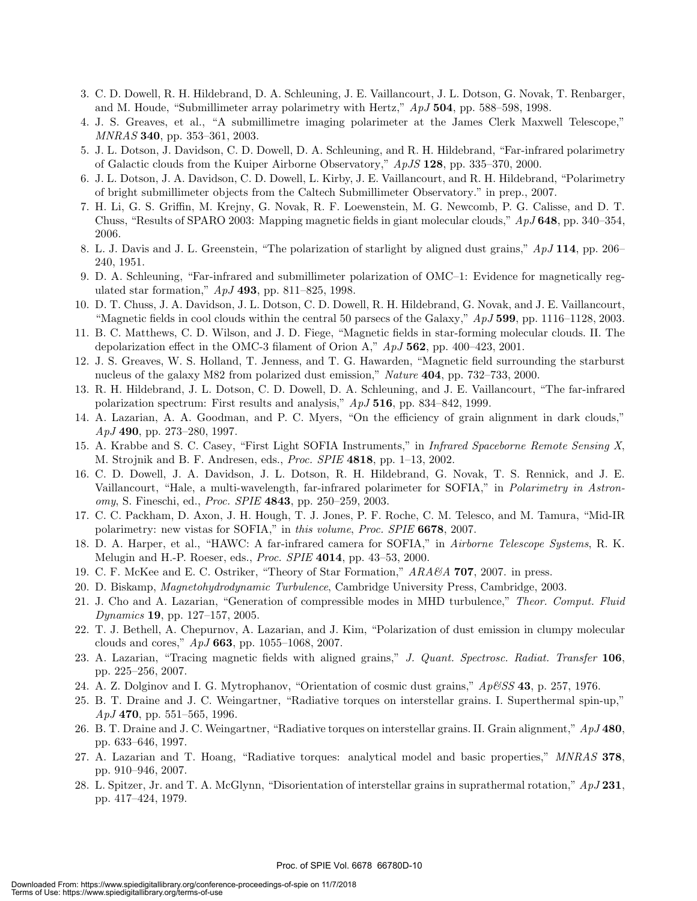3. C. D. Dowell, R. H. Hildebrand, D. A. Schleuning, J. E. Vaillancourt, J. L. Dotson, G. Novak, T. Renbarger, and M. Houde, "Submillimeter array polarimetry with Hertz," *ApJ* **504**, pp. 588–598, 1998.
4. J. S. Greaves, et al., "A submillimetre imaging polarimeter at the James Clerk Maxwell Telescope," *MNRAS* **340**, pp. 353–361, 2003.
5. J. L. Dotson, J. Davidson, C. D. Dowell, D. A. Schleuning, and R. H. Hildebrand, "Far-infrared polarimetry of Galactic clouds from the Kuiper Airborne Observatory," *ApJS* **128**, pp. 335–370, 2000.
6. J. L. Dotson, J. A. Davidson, C. D. Dowell, L. Kirby, J. E. Vaillancourt, and R. H. Hildebrand, "Polarimetry of bright submillimeter objects from the Caltech Submillimeter Observatory." in prep., 2007.
7. H. Li, G. S. Griffin, M. Krejny, G. Novak, R. F. Loewenstein, M. G. Newcomb, P. G. Calisse, and D. T. Chuss, "Results of SPARO 2003: Mapping magnetic fields in giant molecular clouds," *ApJ* **648**, pp. 340–354, 2006.
8. L. J. Davis and J. L. Greenstein, "The polarization of starlight by aligned dust grains," *ApJ* **114**, pp. 206–240, 1951.
9. D. A. Schleuning, "Far-infrared and submillimeter polarization of OMC–1: Evidence for magnetically regulated star formation," *ApJ* **493**, pp. 811–825, 1998.
10. D. T. Chuss, J. A. Davidson, J. L. Dotson, C. D. Dowell, R. H. Hildebrand, G. Novak, and J. E. Vaillancourt, "Magnetic fields in cool clouds within the central 50 parsecs of the Galaxy," *ApJ* **599**, pp. 1116–1128, 2003.
11. B. C. Matthews, C. D. Wilson, and J. D. Fiege, "Magnetic fields in star-forming molecular clouds. II. The depolarization effect in the OMC-3 filament of Orion A," *ApJ* **562**, pp. 400–423, 2001.
12. J. S. Greaves, W. S. Holland, T. Jenness, and T. G. Hawarden, "Magnetic field surrounding the starburst nucleus of the galaxy M82 from polarized dust emission," *Nature* **404**, pp. 732–733, 2000.
13. R. H. Hildebrand, J. L. Dotson, C. D. Dowell, D. A. Schleuning, and J. E. Vaillancourt, "The far-infrared polarization spectrum: First results and analysis," *ApJ* **516**, pp. 834–842, 1999.
14. A. Lazarian, A. A. Goodman, and P. C. Myers, "On the efficiency of grain alignment in dark clouds," *ApJ* **490**, pp. 273–280, 1997.
15. A. Krabbe and S. C. Casey, "First Light SOFIA Instruments," in *Infrared Spaceborne Remote Sensing X*, M. Strojnik and B. F. Andresen, eds., *Proc. SPIE* **4818**, pp. 1–13, 2002.
16. C. D. Dowell, J. A. Davidson, J. L. Dotson, R. H. Hildebrand, G. Novak, T. S. Rennick, and J. E. Vaillancourt, "Hale, a multi-wavelength, far-infrared polarimeter for SOFIA," in *Polarimetry in Astronomy*, S. Fineschi, ed., *Proc. SPIE* **4843**, pp. 250–259, 2003.
17. C. C. Packham, D. Axon, J. H. Hough, T. J. Jones, P. F. Roche, C. M. Telesco, and M. Tamura, "Mid-IR polarimetry: new vistas for SOFIA," in *this volume*, *Proc. SPIE* **6678**, 2007.
18. D. A. Harper, et al., "HAWC: A far-infrared camera for SOFIA," in *Airborne Telescope Systems*, R. K. Melugin and H.-P. Roeser, eds., *Proc. SPIE* **4014**, pp. 43–53, 2000.
19. C. F. McKee and E. C. Ostriker, "Theory of Star Formation," *ARA&A* **707**, 2007. in press.
20. D. Biskamp, *Magnetohydrodynamic Turbulence*, Cambridge University Press, Cambridge, 2003.
21. J. Cho and A. Lazarian, "Generation of compressible modes in MHD turbulence," *Theor. Comput. Fluid Dynamics* **19**, pp. 127–157, 2005.
22. T. J. Bethell, A. Chepurnov, A. Lazarian, and J. Kim, "Polarization of dust emission in clumpy molecular clouds and cores," *ApJ* **663**, pp. 1055–1068, 2007.
23. A. Lazarian, "Tracing magnetic fields with aligned grains," *J. Quant. Spectrosc. Radiat. Transfer* **106**, pp. 225–256, 2007.
24. A. Z. Dolginov and I. G. Mytrophanov, "Orientation of cosmic dust grains," *Ap&SS* **43**, p. 257, 1976.
25. B. T. Draine and J. C. Weingartner, "Radiative torques on interstellar grains. I. Superthermal spin-up," *ApJ* **470**, pp. 551–565, 1996.
26. B. T. Draine and J. C. Weingartner, "Radiative torques on interstellar grains. II. Grain alignment," *ApJ* **480**, pp. 633–646, 1997.
27. A. Lazarian and T. Hoang, "Radiative torques: analytical model and basic properties," *MNRAS* **378**, pp. 910–946, 2007.
28. L. Spitzer, Jr. and T. A. McGlynn, "Disorientation of interstellar grains in suprathermal rotation," *ApJ* **231**, pp. 417–424, 1979.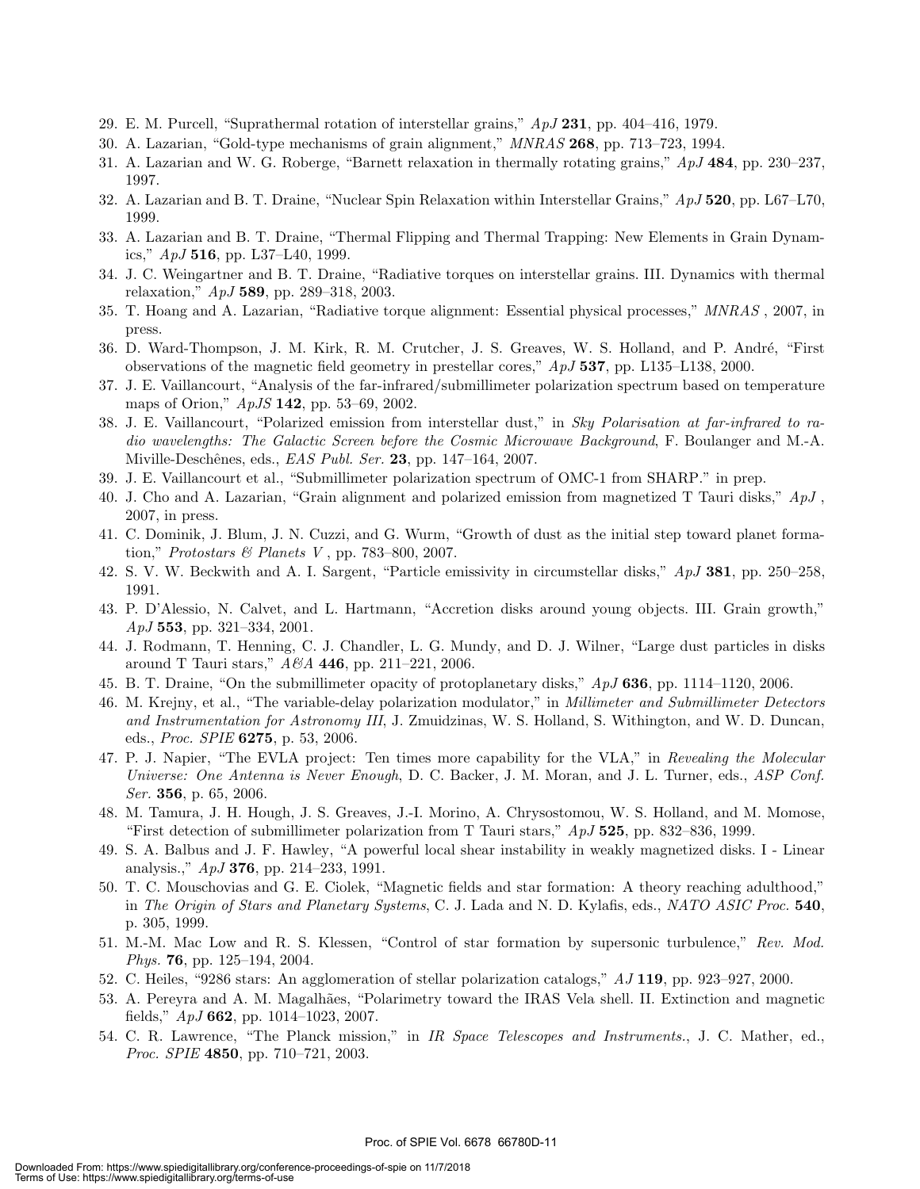29. E. M. Purcell, "Suprathermal rotation of interstellar grains," *ApJ* **231**, pp. 404–416, 1979.
30. A. Lazarian, "Gold-type mechanisms of grain alignment," *MNRAS* **268**, pp. 713–723, 1994.
31. A. Lazarian and W. G. Roberge, "Barnett relaxation in thermally rotating grains," *ApJ* **484**, pp. 230–237, 1997.
32. A. Lazarian and B. T. Draine, "Nuclear Spin Relaxation within Interstellar Grains," *ApJ* **520**, pp. L67–L70, 1999.
33. A. Lazarian and B. T. Draine, "Thermal Flipping and Thermal Trapping: New Elements in Grain Dynamics," *ApJ* **516**, pp. L37–L40, 1999.
34. J. C. Weingartner and B. T. Draine, "Radiative torques on interstellar grains. III. Dynamics with thermal relaxation," *ApJ* **589**, pp. 289–318, 2003.
35. T. Hoang and A. Lazarian, "Radiative torque alignment: Essential physical processes," *MNRAS* , 2007, in press.
36. D. Ward-Thompson, J. M. Kirk, R. M. Crutcher, J. S. Greaves, W. S. Holland, and P. André, "First observations of the magnetic field geometry in prestellar cores," *ApJ* **537**, pp. L135–L138, 2000.
37. J. E. Vaillancourt, "Analysis of the far-infrared/submillimeter polarization spectrum based on temperature maps of Orion," *ApJS* **142**, pp. 53–69, 2002.
38. J. E. Vaillancourt, "Polarized emission from interstellar dust," in *Sky Polarisation at far-infrared to radio wavelengths: The Galactic Screen before the Cosmic Microwave Background*, F. Boulanger and M.-A. Miville-Deschênes, eds., *EAS Publ. Ser.* **23**, pp. 147–164, 2007.
39. J. E. Vaillancourt et al., "Submillimeter polarization spectrum of OMC-1 from SHARP." in prep.
40. J. Cho and A. Lazarian, "Grain alignment and polarized emission from magnetized T Tauri disks," *ApJ* , 2007, in press.
41. C. Dominik, J. Blum, J. N. Cuzzi, and G. Wurm, "Growth of dust as the initial step toward planet formation," *Protostars & Planets V* , pp. 783–800, 2007.
42. S. V. W. Beckwith and A. I. Sargent, "Particle emissivity in circumstellar disks," *ApJ* **381**, pp. 250–258, 1991.
43. P. D'Alessio, N. Calvet, and L. Hartmann, "Accretion disks around young objects. III. Grain growth," *ApJ* **553**, pp. 321–334, 2001.
44. J. Rodmann, T. Henning, C. J. Chandler, L. G. Mundy, and D. J. Wilner, "Large dust particles in disks around T Tauri stars," *A&A* **446**, pp. 211–221, 2006.
45. B. T. Draine, "On the submillimeter opacity of protoplanetary disks," *ApJ* **636**, pp. 1114–1120, 2006.
46. M. Krejny, et al., "The variable-delay polarization modulator," in *Millimeter and Submillimeter Detectors and Instrumentation for Astronomy III*, J. Zmuidzinas, W. S. Holland, S. Withington, and W. D. Duncan, eds., *Proc. SPIE* **6275**, p. 53, 2006.
47. P. J. Napier, "The EVLA project: Ten times more capability for the VLA," in *Revealing the Molecular Universe: One Antenna is Never Enough*, D. C. Backer, J. M. Moran, and J. L. Turner, eds., *ASP Conf. Ser.* **356**, p. 65, 2006.
48. M. Tamura, J. H. Hough, J. S. Greaves, J.-I. Morino, A. Chrysostomou, W. S. Holland, and M. Momose, "First detection of submillimeter polarization from T Tauri stars," *ApJ* **525**, pp. 832–836, 1999.
49. S. A. Balbus and J. F. Hawley, "A powerful local shear instability in weakly magnetized disks. I - Linear analysis.," *ApJ* **376**, pp. 214–233, 1991.
50. T. C. Mouschovias and G. E. Ciolek, "Magnetic fields and star formation: A theory reaching adulthood," in *The Origin of Stars and Planetary Systems*, C. J. Lada and N. D. Kylafis, eds., *NATO ASIC Proc.* **540**, p. 305, 1999.
51. M.-M. Mac Low and R. S. Klessen, "Control of star formation by supersonic turbulence," *Rev. Mod. Phys.* **76**, pp. 125–194, 2004.
52. C. Heiles, "9286 stars: An agglomeration of stellar polarization catalogs," *AJ* **119**, pp. 923–927, 2000.
53. A. Pereyra and A. M. Magalhães, "Polarimetry toward the IRAS Vela shell. II. Extinction and magnetic fields," *ApJ* **662**, pp. 1014–1023, 2007.
54. C. R. Lawrence, "The Planck mission," in *IR Space Telescopes and Instruments.*, J. C. Mather, ed., *Proc. SPIE* **4850**, pp. 710–721, 2003.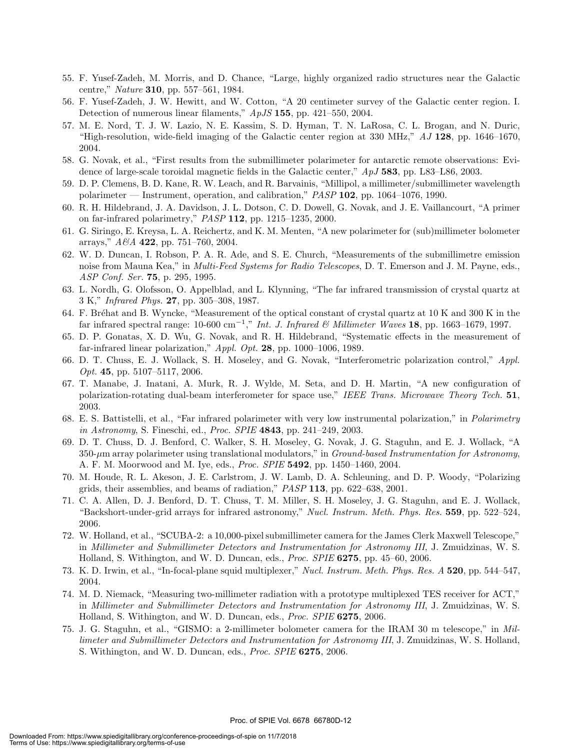55. F. Yusef-Zadeh, M. Morris, and D. Chance, "Large, highly organized radio structures near the Galactic centre," *Nature* **310**, pp. 557–561, 1984.
56. F. Yusef-Zadeh, J. W. Hewitt, and W. Cotton, "A 20 centimeter survey of the Galactic center region. I. Detection of numerous linear filaments," *ApJS* **155**, pp. 421–550, 2004.
57. M. E. Nord, T. J. W. Lazio, N. E. Kassim, S. D. Hyman, T. N. LaRosa, C. L. Brogan, and N. Duric, "High-resolution, wide-field imaging of the Galactic center region at 330 MHz," *AJ* **128**, pp. 1646–1670, 2004.
58. G. Novak, et al., "First results from the submillimeter polarimeter for antarctic remote observations: Evidence of large-scale toroidal magnetic fields in the Galactic center," *ApJ* **583**, pp. L83–L86, 2003.
59. D. P. Clemens, B. D. Kane, R. W. Leach, and R. Barvainis, "Millipol, a millimeter/submillimeter wavelength polarimeter — Instrument, operation, and calibration," *PASP* **102**, pp. 1064–1076, 1990.
60. R. H. Hildebrand, J. A. Davidson, J. L. Dotson, C. D. Dowell, G. Novak, and J. E. Vaillancourt, "A primer on far-infrared polarimetry," *PASP* **112**, pp. 1215–1235, 2000.
61. G. Siringo, E. Kreysa, L. A. Reichertz, and K. M. Menten, "A new polarimeter for (sub)millimeter bolometer arrays," *A&A* **422**, pp. 751–760, 2004.
62. W. D. Duncan, I. Robson, P. A. R. Ade, and S. E. Church, "Measurements of the submillimetre emission noise from Mauna Kea," in *Multi-Feed Systems for Radio Telescopes*, D. T. Emerson and J. M. Payne, eds., *ASP Conf. Ser.* **75**, p. 295, 1995.
63. L. Nordh, G. Olofsson, O. Appelblad, and L. Klynning, "The far infrared transmission of crystal quartz at 3 K," *Infrared Phys.* **27**, pp. 305–308, 1987.
64. F. Bréhat and B. Wyncke, "Measurement of the optical constant of crystal quartz at 10 K and 300 K in the far infrared spectral range: 10-600 $\text{cm}^{-1}$," *Int. J. Infrared & Millimeter Waves* **18**, pp. 1663–1679, 1997.
65. D. P. Gonatas, X. D. Wu, G. Novak, and R. H. Hildebrand, "Systematic effects in the measurement of far-infrared linear polarization," *Appl. Opt.* **28**, pp. 1000–1006, 1989.
66. D. T. Chuss, E. J. Wollack, S. H. Moseley, and G. Novak, "Interferometric polarization control," *Appl. Opt.* **45**, pp. 5107–5117, 2006.
67. T. Manabe, J. Inatani, A. Murk, R. J. Wylde, M. Seta, and D. H. Martin, "A new configuration of polarization-rotating dual-beam interferometer for space use," *IEEE Trans. Microwave Theory Tech.* **51**, 2003.
68. E. S. Battistelli, et al., "Far infrared polarimeter with very low instrumental polarization," in *Polarimetry in Astronomy*, S. Fineschi, ed., *Proc. SPIE* **4843**, pp. 241–249, 2003.
69. D. T. Chuss, D. J. Benford, C. Walker, S. H. Moseley, G. Novak, J. G. Staguhn, and E. J. Wollack, "A 350-$\mu$m array polarimeter using translational modulators," in *Ground-based Instrumentation for Astronomy*, A. F. M. Moorwood and M. Iye, eds., *Proc. SPIE* **5492**, pp. 1450–1460, 2004.
70. M. Houde, R. L. Akeson, J. E. Carlstrom, J. W. Lamb, D. A. Schleuning, and D. P. Woody, "Polarizing grids, their assemblies, and beams of radiation," *PASP* **113**, pp. 622–638, 2001.
71. C. A. Allen, D. J. Benford, D. T. Chuss, T. M. Miller, S. H. Moseley, J. G. Staguhn, and E. J. Wollack, "Backshort-under-grid arrays for infrared astronomy," *Nucl. Instrum. Meth. Phys. Res.* **559**, pp. 522–524, 2006.
72. W. Holland, et al., "SCUBA-2: a 10,000-pixel submillimeter camera for the James Clerk Maxwell Telescope," in *Millimeter and Submillimeter Detectors and Instrumentation for Astronomy III*, J. Zmuidzinas, W. S. Holland, S. Withington, and W. D. Duncan, eds., *Proc. SPIE* **6275**, pp. 45–60, 2006.
73. K. D. Irwin, et al., "In-focal-plane squid multiplexer," *Nucl. Instrum. Meth. Phys. Res. A* **520**, pp. 544–547, 2004.
74. M. D. Niemack, "Measuring two-millimeter radiation with a prototype multiplexed TES receiver for ACT," in *Millimeter and Submillimeter Detectors and Instrumentation for Astronomy III*, J. Zmuidzinas, W. S. Holland, S. Withington, and W. D. Duncan, eds., *Proc. SPIE* **6275**, 2006.
75. J. G. Staguhn, et al., "GISMO: a 2-millimeter bolometer camera for the IRAM 30 m telescope," in *Millimeter and Submillimeter Detectors and Instrumentation for Astronomy III*, J. Zmuidzinas, W. S. Holland, S. Withington, and W. D. Duncan, eds., *Proc. SPIE* **6275**, 2006.